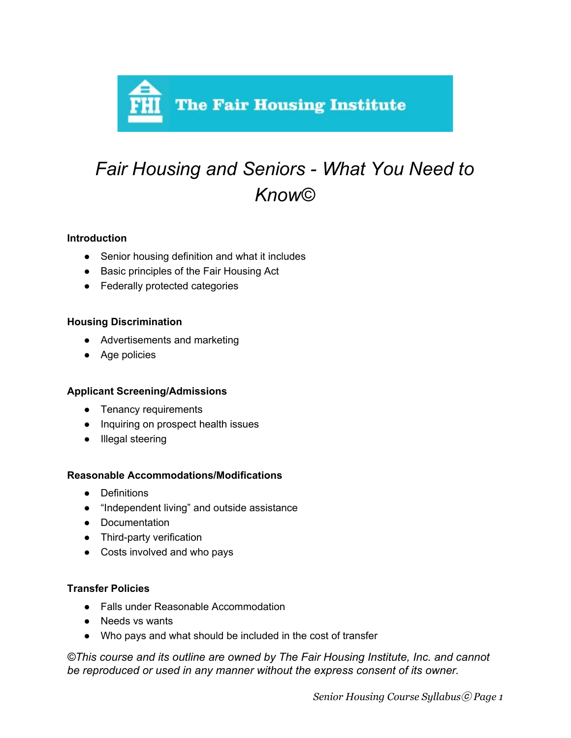The Fair Housing Institute

# *Fair Housing and Seniors - What You Need to Know©*

**Introduction**

- Senior housing definition and what it includes
- Basic principles of the Fair Housing Act
- Federally protected categories

**Housing Discrimination**

- Advertisements and marketing
- Age policies

**Applicant Screening/Admissions**

- Tenancy requirements
- Inquiring on prospect health issues
- Illegal steering

**Reasonable Accommodations/Modifications**

- Definitions
- "Independent living" and outside assistance
- Documentation
- Third-party verification
- Costs involved and who pays

**Transfer Policies**

- Falls under Reasonable Accommodation
- Needs vs wants
- Who pays and what should be included in the cost of transfer

*©This course and its outline are owned by The Fair Housing Institute, Inc. and cannot be reproduced or used in any manner without the express consent of its owner.*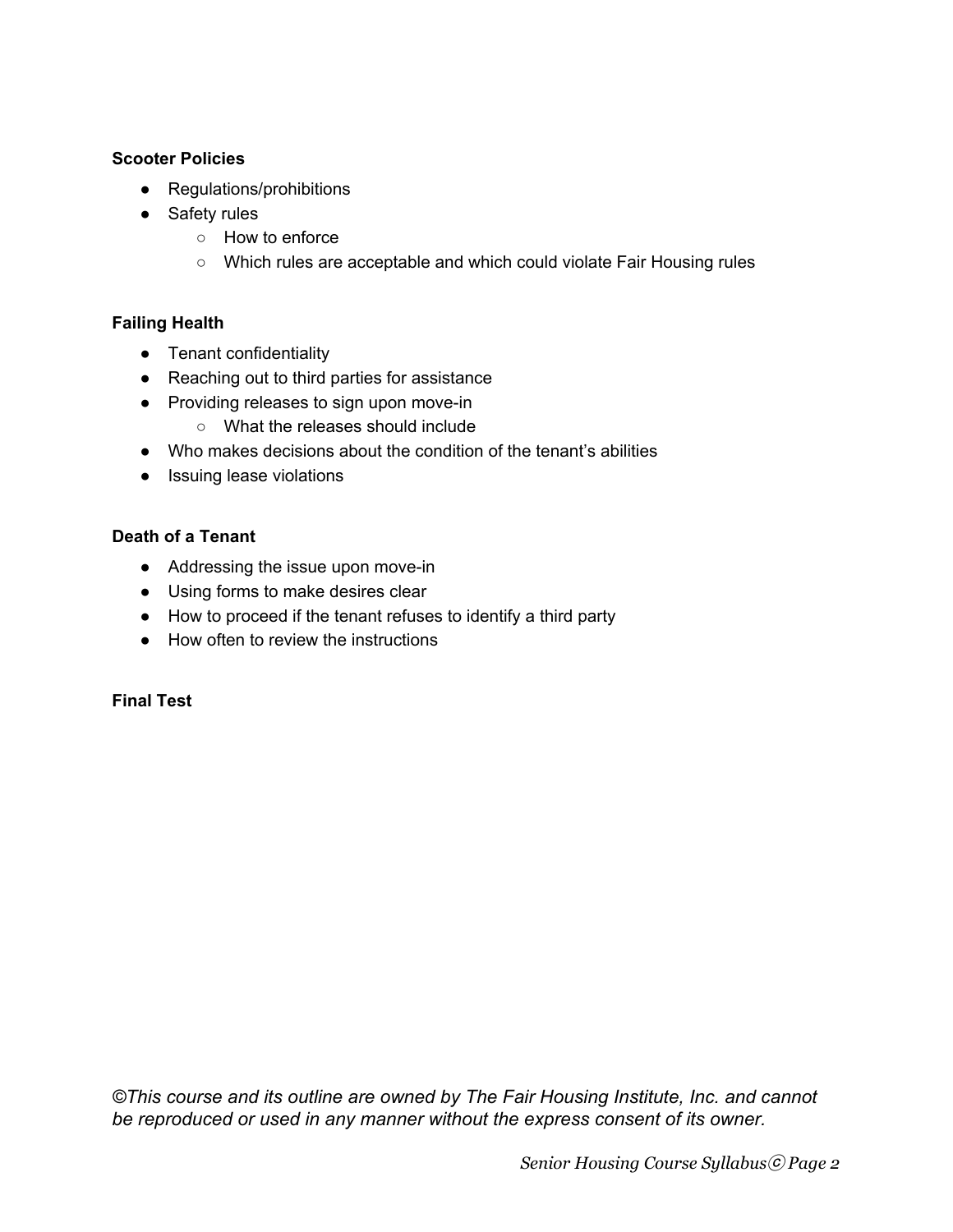**Scooter Policies**

- Regulations/prohibitions
- Safety rules
  - How to enforce
  - Which rules are acceptable and which could violate Fair Housing rules

**Failing Health**

- Tenant confidentiality
- Reaching out to third parties for assistance
- Providing releases to sign upon move-in
  - What the releases should include
- Who makes decisions about the condition of the tenant's abilities
- Issuing lease violations

**Death of a Tenant**

- Addressing the issue upon move-in
- Using forms to make desires clear
- How to proceed if the tenant refuses to identify a third party
- How often to review the instructions

**Final Test**

*©This course and its outline are owned by The Fair Housing Institute, Inc. and cannot be reproduced or used in any manner without the express consent of its owner.*